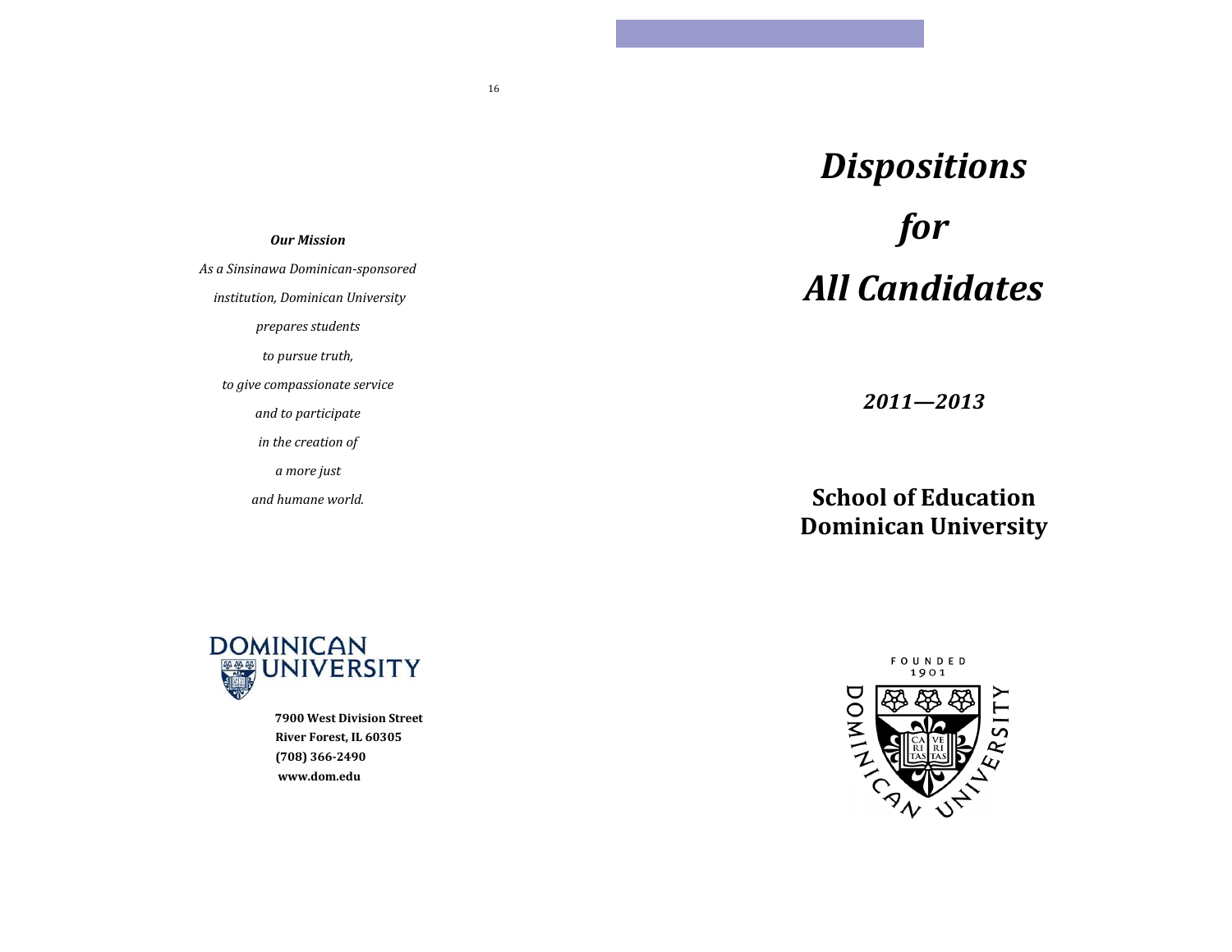*Our Mission*

*As a Sinsinawa Dominican-sponsored institution, Dominican University prepares students to pursue truth, to give compassionate service and to participate in the creation of a more just and humane world.*

DOMINICAN UNIVERSITY

**7900 West Division Street**
**River Forest, IL 60305**
**(708) 366-2490**
**www.dom.edu**

# *Dispositions for All Candidates*

***2011—2013***

## School of Education
## Dominican University

FOUNDED 1901

DOMINICAN UNIVERSITY

CA RI TAS VE RI TAS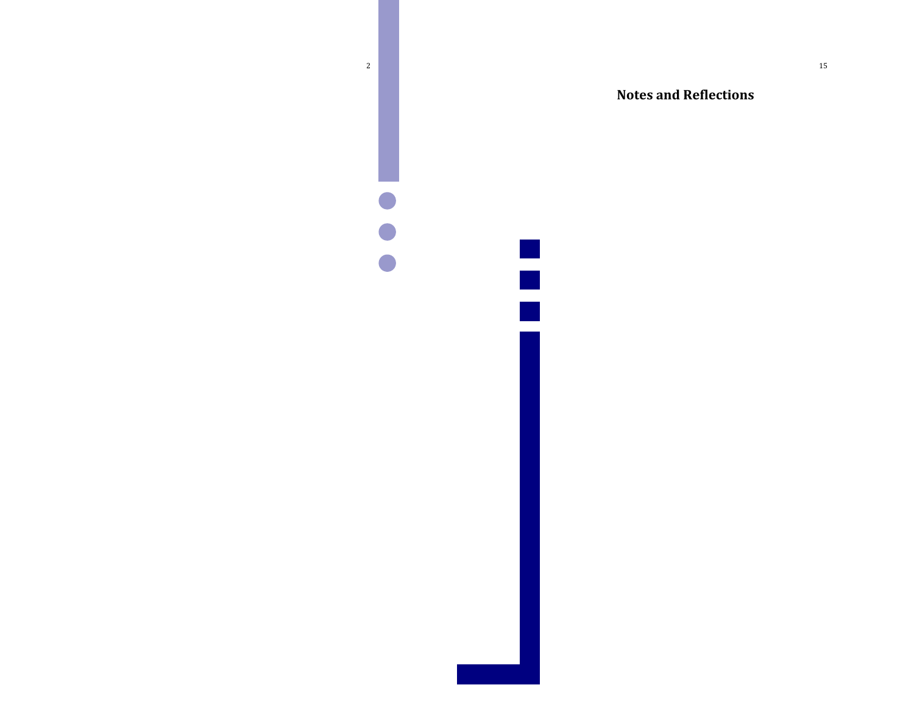## Notes and Reflections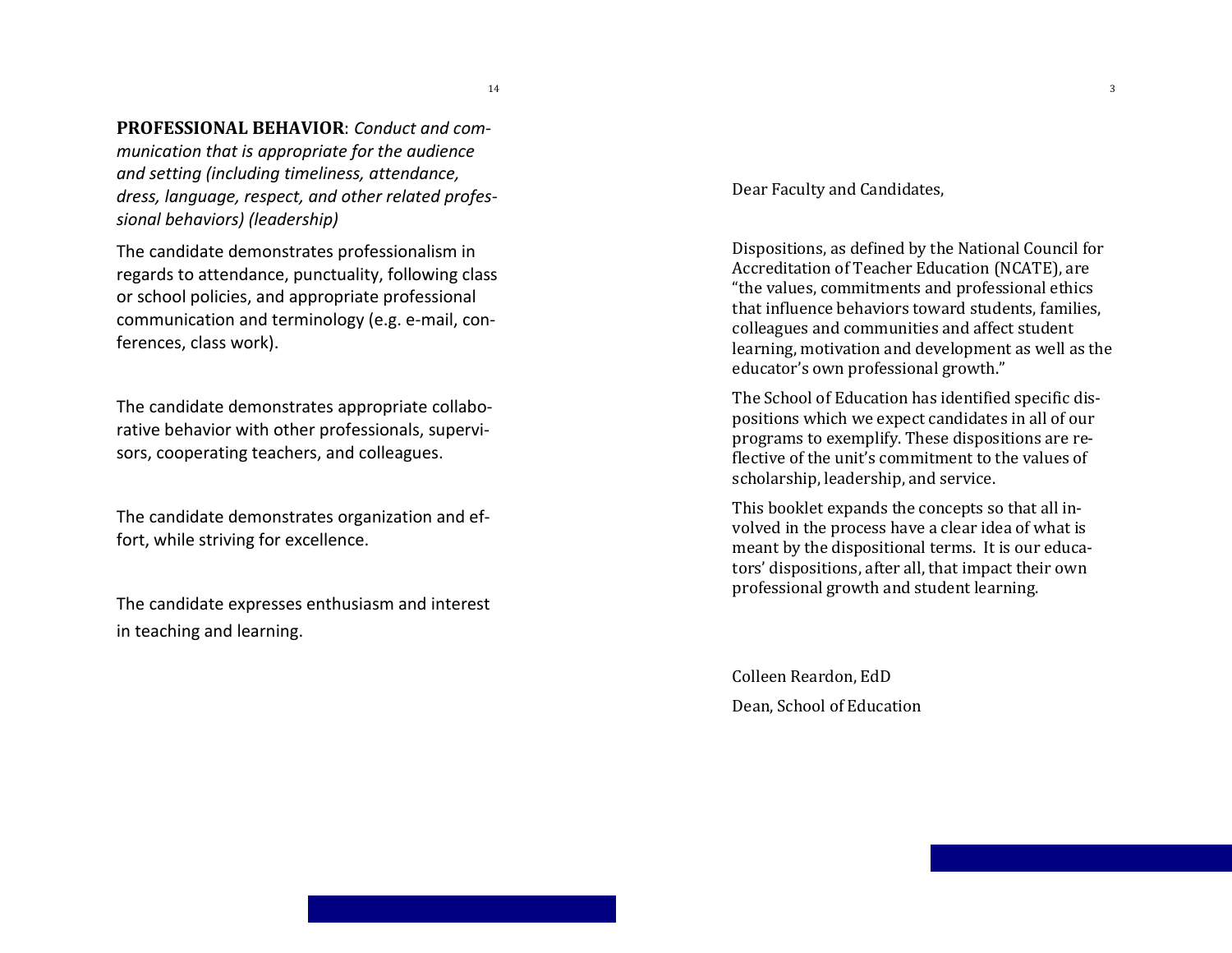**PROFESSIONAL BEHAVIOR**: *Conduct and communication that is appropriate for the audience and setting (including timeliness, attendance, dress, language, respect, and other related professional behaviors) (leadership)*

The candidate demonstrates professionalism in regards to attendance, punctuality, following class or school policies, and appropriate professional communication and terminology (e.g. e-mail, conferences, class work).

The candidate demonstrates appropriate collaborative behavior with other professionals, supervisors, cooperating teachers, and colleagues.

The candidate demonstrates organization and effort, while striving for excellence.

The candidate expresses enthusiasm and interest in teaching and learning.

Dear Faculty and Candidates,

Dispositions, as defined by the National Council for Accreditation of Teacher Education (NCATE), are "the values, commitments and professional ethics that influence behaviors toward students, families, colleagues and communities and affect student learning, motivation and development as well as the educator's own professional growth."

The School of Education has identified specific dispositions which we expect candidates in all of our programs to exemplify. These dispositions are reflective of the unit's commitment to the values of scholarship, leadership, and service.

This booklet expands the concepts so that all involved in the process have a clear idea of what is meant by the dispositional terms. It is our educators' dispositions, after all, that impact their own professional growth and student learning.

Colleen Reardon, EdD

Dean, School of Education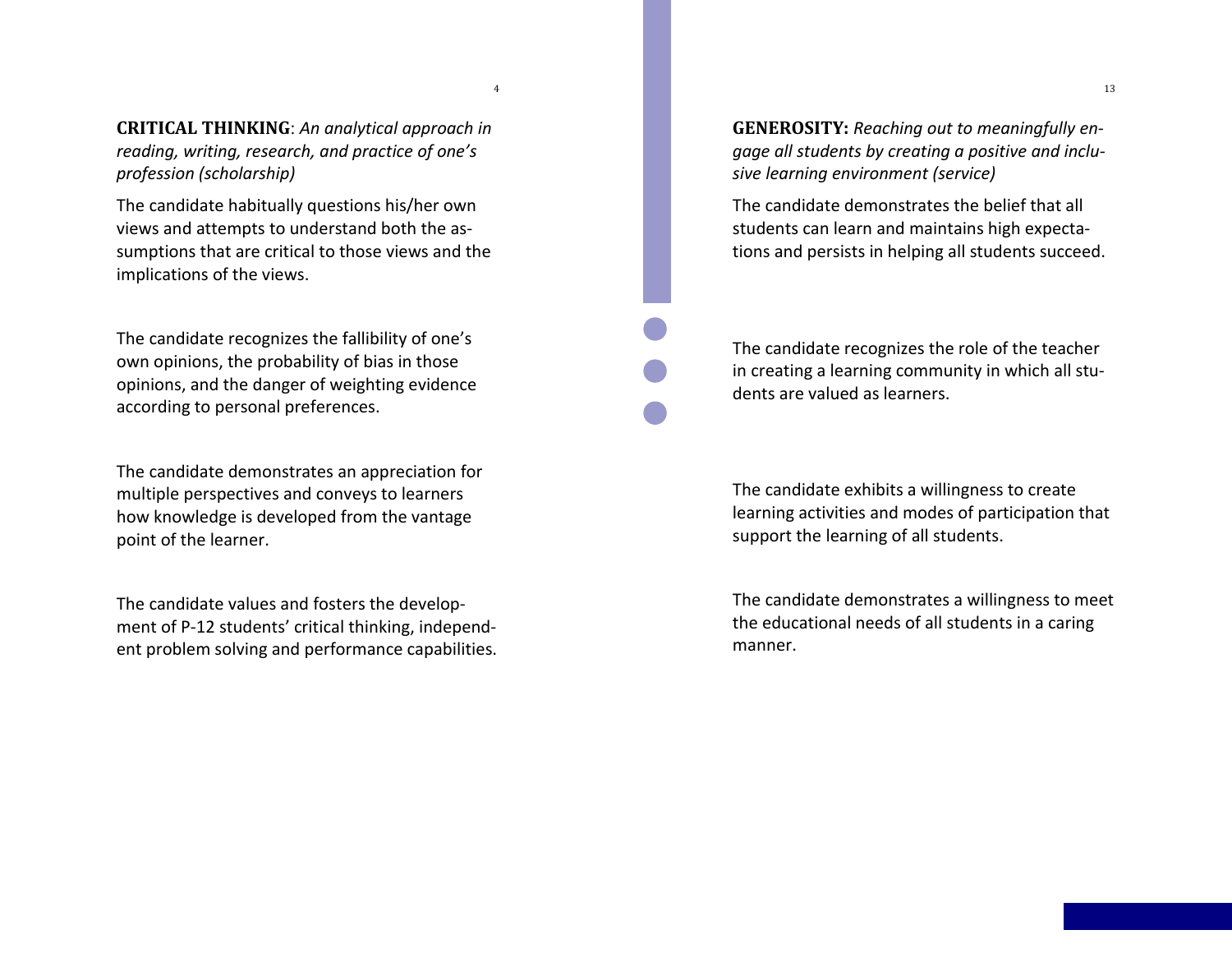**CRITICAL THINKING**: *An analytical approach in reading, writing, research, and practice of one's profession (scholarship)*

The candidate habitually questions his/her own views and attempts to understand both the assumptions that are critical to those views and the implications of the views.

The candidate recognizes the fallibility of one's own opinions, the probability of bias in those opinions, and the danger of weighting evidence according to personal preferences.

The candidate demonstrates an appreciation for multiple perspectives and conveys to learners how knowledge is developed from the vantage point of the learner.

The candidate values and fosters the development of P-12 students' critical thinking, independent problem solving and performance capabilities.

**GENEROSITY:** *Reaching out to meaningfully engage all students by creating a positive and inclusive learning environment (service)*

The candidate demonstrates the belief that all students can learn and maintains high expectations and persists in helping all students succeed.

The candidate recognizes the role of the teacher in creating a learning community in which all students are valued as learners.

The candidate exhibits a willingness to create learning activities and modes of participation that support the learning of all students.

The candidate demonstrates a willingness to meet the educational needs of all students in a caring manner.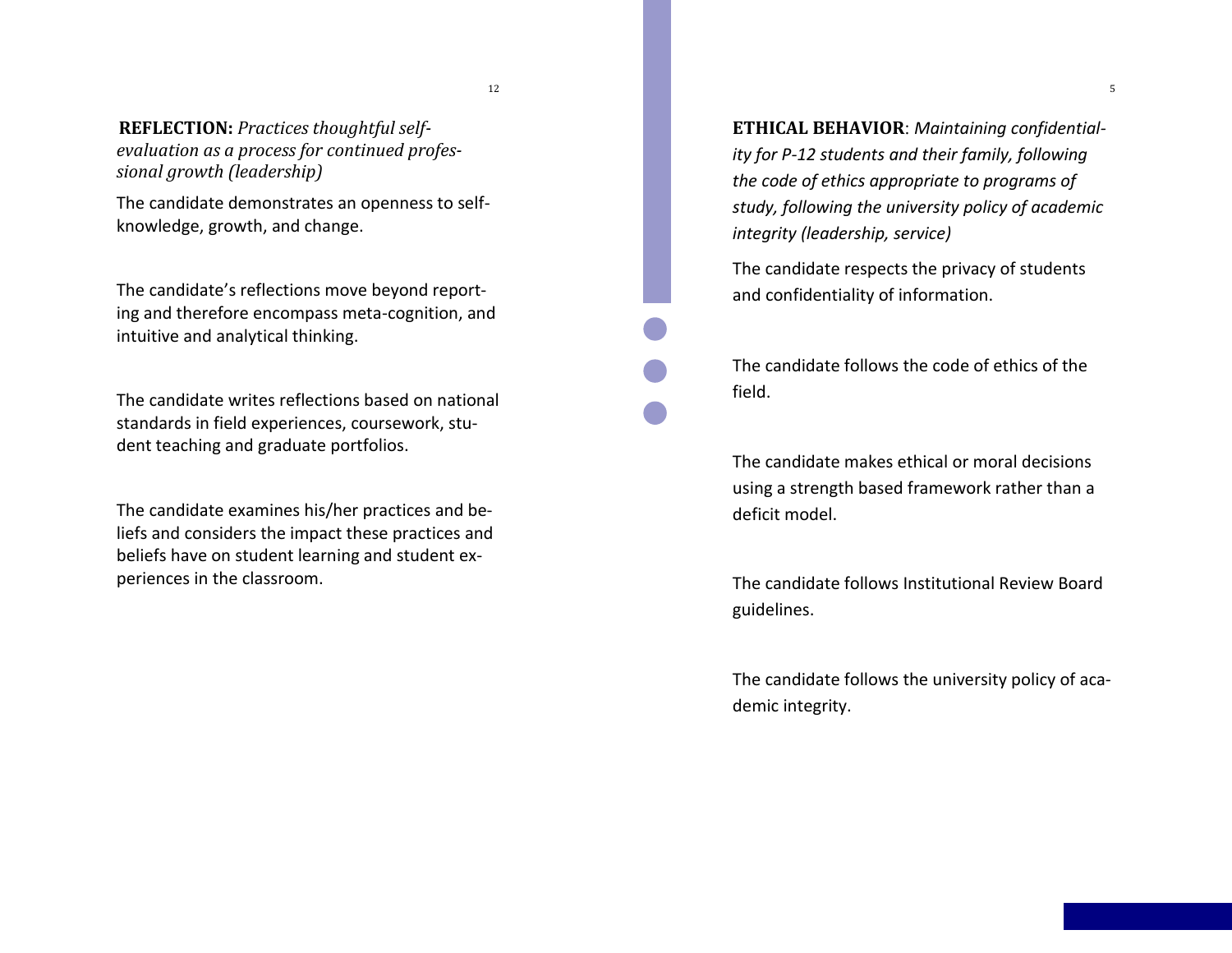**REFLECTION:** *Practices thoughtful self-evaluation as a process for continued professional growth (leadership)*

The candidate demonstrates an openness to self-knowledge, growth, and change.

The candidate's reflections move beyond reporting and therefore encompass meta-cognition, and intuitive and analytical thinking.

The candidate writes reflections based on national standards in field experiences, coursework, student teaching and graduate portfolios.

The candidate examines his/her practices and beliefs and considers the impact these practices and beliefs have on student learning and student experiences in the classroom.

**ETHICAL BEHAVIOR**: *Maintaining confidentiality for P-12 students and their family, following the code of ethics appropriate to programs of study, following the university policy of academic integrity (leadership, service)*

The candidate respects the privacy of students and confidentiality of information.

The candidate follows the code of ethics of the field.

The candidate makes ethical or moral decisions using a strength based framework rather than a deficit model.

The candidate follows Institutional Review Board guidelines.

The candidate follows the university policy of academic integrity.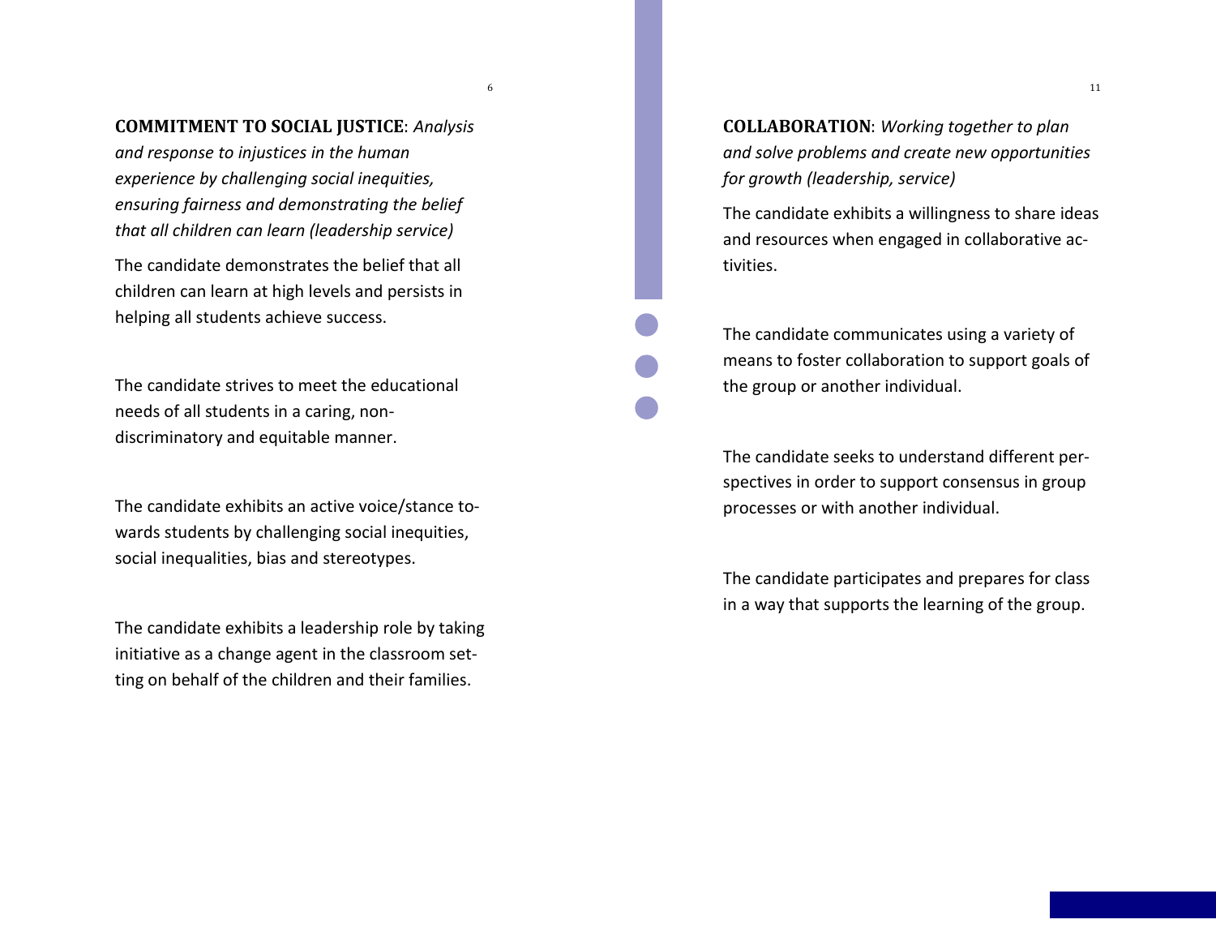**COMMITMENT TO SOCIAL JUSTICE**: *Analysis and response to injustices in the human experience by challenging social inequities, ensuring fairness and demonstrating the belief that all children can learn (leadership service)*

The candidate demonstrates the belief that all children can learn at high levels and persists in helping all students achieve success.

The candidate strives to meet the educational needs of all students in a caring, non-discriminatory and equitable manner.

The candidate exhibits an active voice/stance towards students by challenging social inequities, social inequalities, bias and stereotypes.

The candidate exhibits a leadership role by taking initiative as a change agent in the classroom setting on behalf of the children and their families.

**COLLABORATION**: *Working together to plan and solve problems and create new opportunities for growth (leadership, service)*

The candidate exhibits a willingness to share ideas and resources when engaged in collaborative activities.

The candidate communicates using a variety of means to foster collaboration to support goals of the group or another individual.

The candidate seeks to understand different perspectives in order to support consensus in group processes or with another individual.

The candidate participates and prepares for class in a way that supports the learning of the group.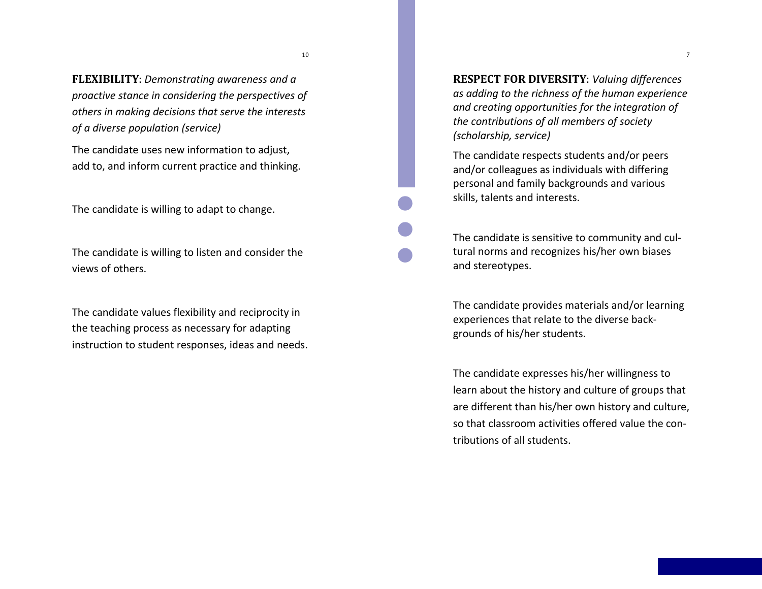**FLEXIBILITY**: *Demonstrating awareness and a proactive stance in considering the perspectives of others in making decisions that serve the interests of a diverse population (service)*

The candidate uses new information to adjust, add to, and inform current practice and thinking.

The candidate is willing to adapt to change.

The candidate is willing to listen and consider the views of others.

The candidate values flexibility and reciprocity in the teaching process as necessary for adapting instruction to student responses, ideas and needs.

**RESPECT FOR DIVERSITY**: *Valuing differences as adding to the richness of the human experience and creating opportunities for the integration of the contributions of all members of society (scholarship, service)*

The candidate respects students and/or peers and/or colleagues as individuals with differing personal and family backgrounds and various skills, talents and interests.

The candidate is sensitive to community and cultural norms and recognizes his/her own biases and stereotypes.

The candidate provides materials and/or learning experiences that relate to the diverse backgrounds of his/her students.

The candidate expresses his/her willingness to learn about the history and culture of groups that are different than his/her own history and culture, so that classroom activities offered value the contributions of all students.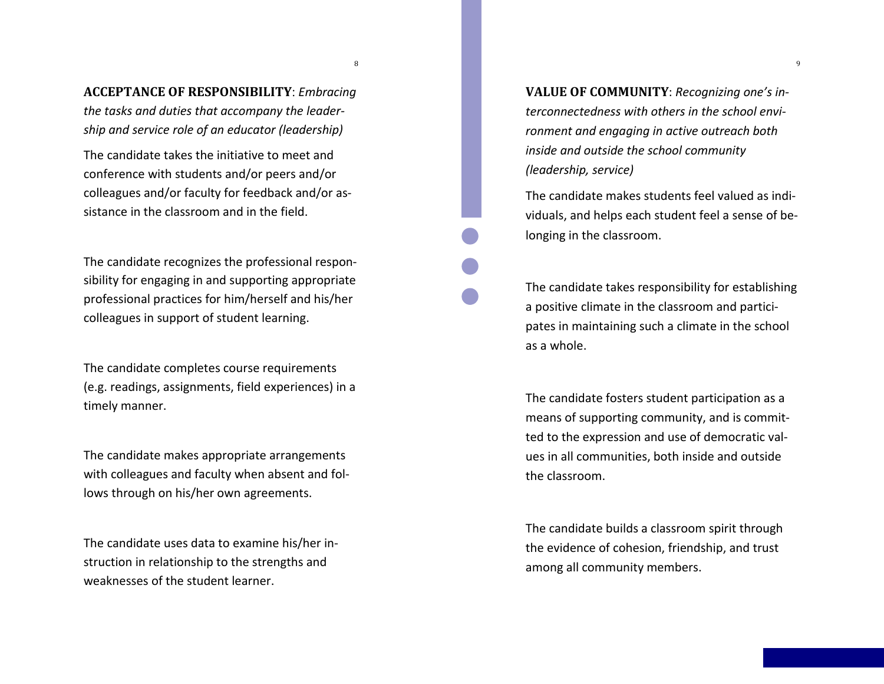**ACCEPTANCE OF RESPONSIBILITY**: *Embracing the tasks and duties that accompany the leadership and service role of an educator (leadership)*

The candidate takes the initiative to meet and conference with students and/or peers and/or colleagues and/or faculty for feedback and/or assistance in the classroom and in the field.

The candidate recognizes the professional responsibility for engaging in and supporting appropriate professional practices for him/herself and his/her colleagues in support of student learning.

The candidate completes course requirements (e.g. readings, assignments, field experiences) in a timely manner.

The candidate makes appropriate arrangements with colleagues and faculty when absent and follows through on his/her own agreements.

The candidate uses data to examine his/her instruction in relationship to the strengths and weaknesses of the student learner.

**VALUE OF COMMUNITY**: *Recognizing one's interconnectedness with others in the school environment and engaging in active outreach both inside and outside the school community (leadership, service)*

The candidate makes students feel valued as individuals, and helps each student feel a sense of belonging in the classroom.

The candidate takes responsibility for establishing a positive climate in the classroom and participates in maintaining such a climate in the school as a whole.

The candidate fosters student participation as a means of supporting community, and is committed to the expression and use of democratic values in all communities, both inside and outside the classroom.

The candidate builds a classroom spirit through the evidence of cohesion, friendship, and trust among all community members.